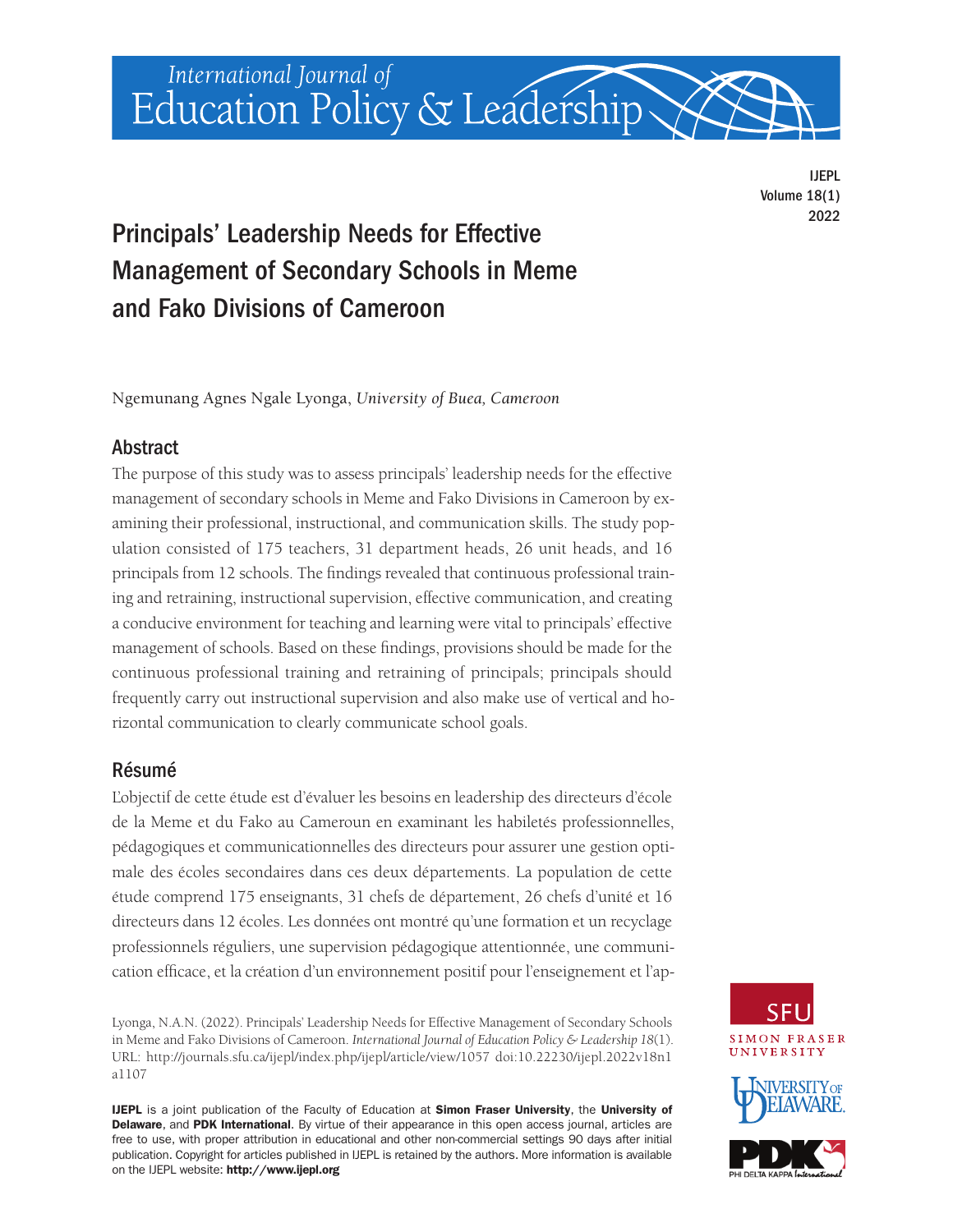# Principals' Leadership Needs for Effective Management of Secondary Schools in Meme and Fako Divisions of Cameroon

Ngemunang Agnes Ngale Lyonga, *University of Buea, Cameroon*

## Abstract

The purpose of this study was to assess principals' leadership needs for the effective management of secondary schools in Meme and Fako Divisions in Cameroon by examining their professional, instructional, and communication skills. The study population consisted of 175 teachers, 31 department heads, 26 unit heads, and 16 principals from 12 schools. The findings revealed that continuous professional training and retraining, instructional supervision, effective communication, and creating a conducive environment for teaching and learning were vital to principals' effective management of schools. Based on these findings, provisions should be made for the continuous professional training and retraining of principals; principals should frequently carry out instructional supervision and also make use of vertical and horizontal communication to clearly communicate school goals.

## Résumé

L'objectif de cette étude est d'évaluer les besoins en leadership des directeurs d'école de la Meme et du Fako au Cameroun en examinant les habiletés professionnelles, pédagogiques et communicationnelles des directeurs pour assurer une gestion optimale des écoles secondaires dans ces deux départements. La population de cette étude comprend 175 enseignants, 31 chefs de département, 26 chefs d'unité et 16 directeurs dans 12 écoles. Les données ont montré qu'une formation et un recyclage professionnels réguliers, une supervision pédagogique attentionnée, une communication efficace, et la création d'un environnement positif pour l'enseignement et l'ap-

Lyonga, N.A.N. (2022). Principals' Leadership Needs for Effective Management of Secondary Schools in Meme and Fako Divisions of Cameroon. *International Journal of Education Policy & Leadership 18*(1). URL: http://journals.sfu.ca/ijepl/index.php/ijepl/article/view/1057 doi:10.22230/ijepl.2022v18n1a1107

**IJEPL** is a joint publication of the Faculty of Education at **Simon Fraser University**, the **University of Delaware**, and **PDK International**. By virtue of their appearance in this open access journal, articles are free to use, with proper attribution in educational and other non-commercial settings 90 days after initial publication. Copyright for articles published in IJEPL is retained by the authors. More information is available on the IJEPL website: **http://www.ijepl.org**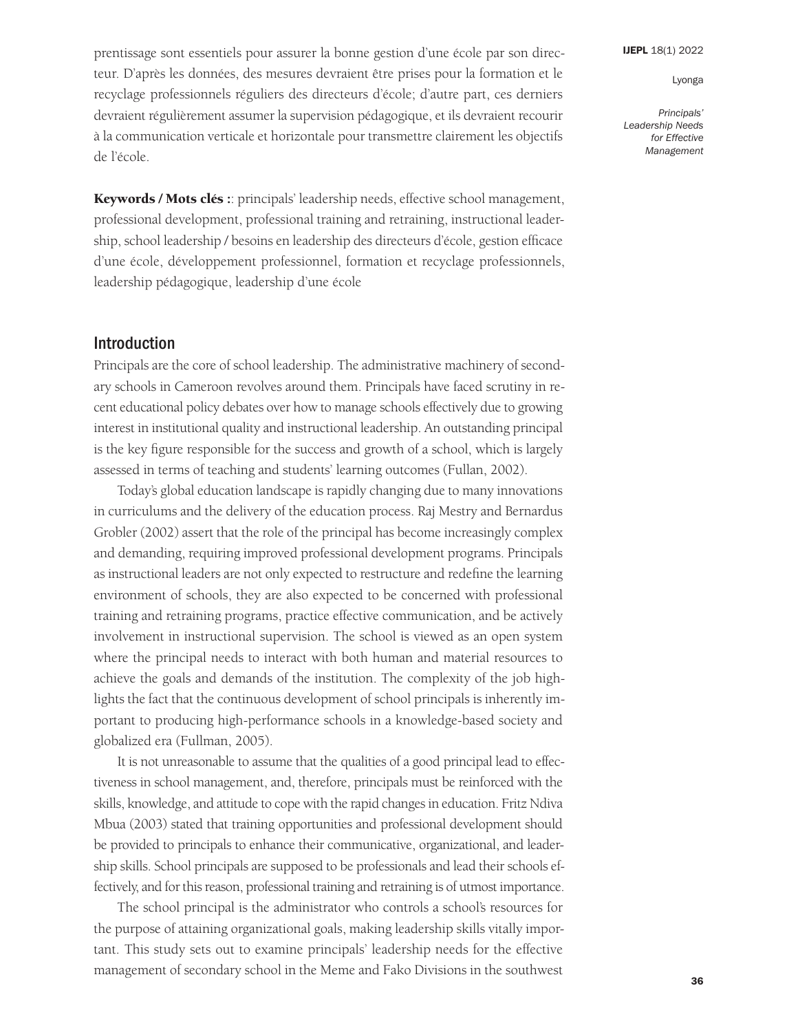prentissage sont essentiels pour assurer la bonne gestion d'une école par son directeur. D'après les données, des mesures devraient être prises pour la formation et le recyclage professionnels réguliers des directeurs d'école; d'autre part, ces derniers devraient régulièrement assumer la supervision pédagogique, et ils devraient recourir à la communication verticale et horizontale pour transmettre clairement les objectifs de l'école.

**Keywords / Mots clés :**: principals' leadership needs, effective school management, professional development, professional training and retraining, instructional leadership, school leadership / besoins en leadership des directeurs d'école, gestion efficace d'une école, développement professionnel, formation et recyclage professionnels, leadership pédagogique, leadership d'une école

## Introduction

Principals are the core of school leadership. The administrative machinery of secondary schools in Cameroon revolves around them. Principals have faced scrutiny in recent educational policy debates over how to manage schools effectively due to growing interest in institutional quality and instructional leadership. An outstanding principal is the key figure responsible for the success and growth of a school, which is largely assessed in terms of teaching and students' learning outcomes (Fullan, 2002).

Today's global education landscape is rapidly changing due to many innovations in curriculums and the delivery of the education process. Raj Mestry and Bernardus Grobler (2002) assert that the role of the principal has become increasingly complex and demanding, requiring improved professional development programs. Principals as instructional leaders are not only expected to restructure and redefine the learning environment of schools, they are also expected to be concerned with professional training and retraining programs, practice effective communication, and be actively involvement in instructional supervision. The school is viewed as an open system where the principal needs to interact with both human and material resources to achieve the goals and demands of the institution. The complexity of the job highlights the fact that the continuous development of school principals is inherently important to producing high-performance schools in a knowledge-based society and globalized era (Fullman, 2005).

It is not unreasonable to assume that the qualities of a good principal lead to effectiveness in school management, and, therefore, principals must be reinforced with the skills, knowledge, and attitude to cope with the rapid changes in education. Fritz Ndiva Mbua (2003) stated that training opportunities and professional development should be provided to principals to enhance their communicative, organizational, and leadership skills. School principals are supposed to be professionals and lead their schools effectively, and for this reason, professional training and retraining is of utmost importance.

The school principal is the administrator who controls a school's resources for the purpose of attaining organizational goals, making leadership skills vitally important. This study sets out to examine principals' leadership needs for the effective management of secondary school in the Meme and Fako Divisions in the southwest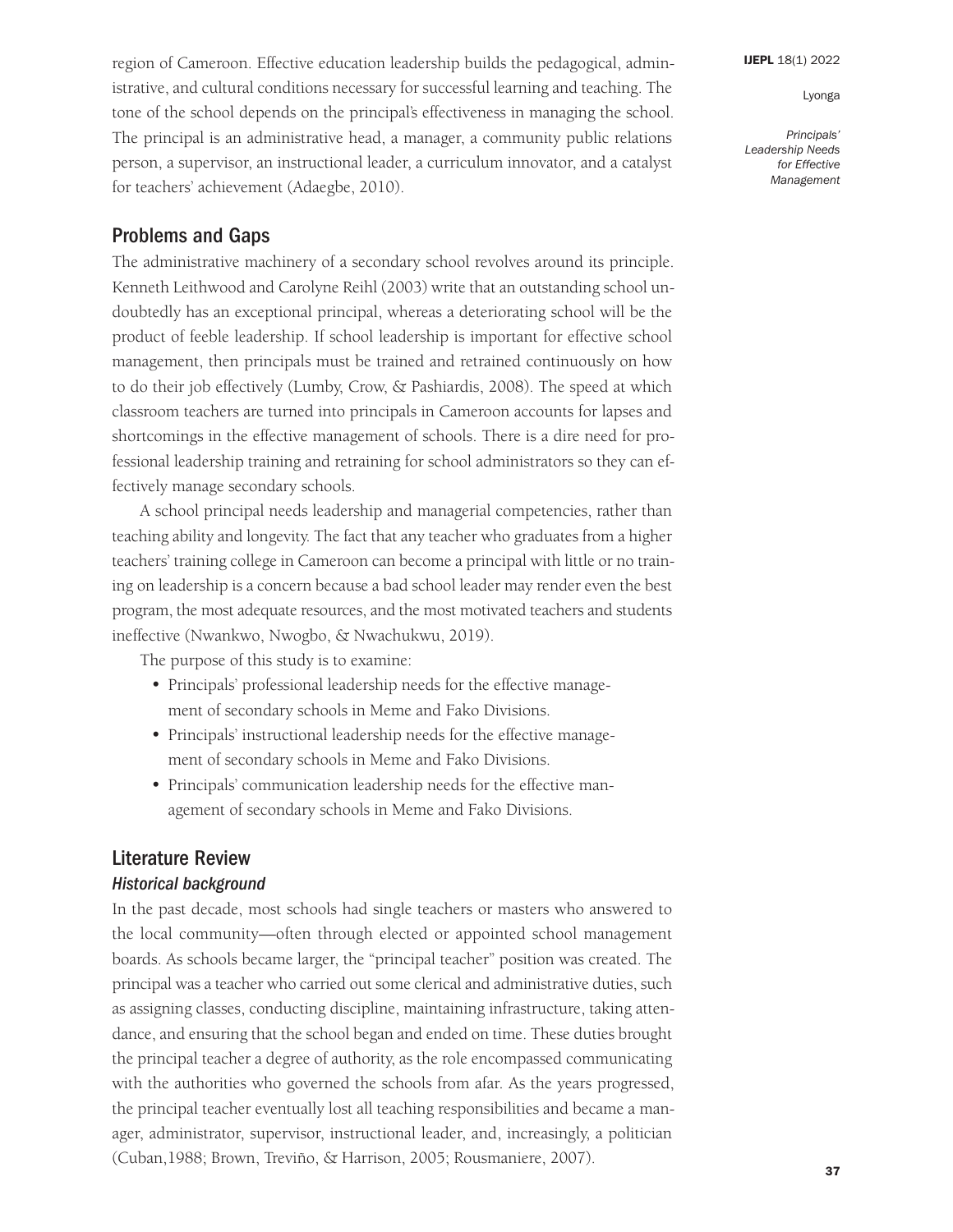region of Cameroon. Effective education leadership builds the pedagogical, administrative, and cultural conditions necessary for successful learning and teaching. The tone of the school depends on the principal's effectiveness in managing the school. The principal is an administrative head, a manager, a community public relations person, a supervisor, an instructional leader, a curriculum innovator, and a catalyst for teachers' achievement (Adaegbe, 2010).

## Problems and Gaps

The administrative machinery of a secondary school revolves around its principle. Kenneth Leithwood and Carolyne Reihl (2003) write that an outstanding school undoubtedly has an exceptional principal, whereas a deteriorating school will be the product of feeble leadership. If school leadership is important for effective school management, then principals must be trained and retrained continuously on how to do their job effectively (Lumby, Crow, & Pashiardis, 2008). The speed at which classroom teachers are turned into principals in Cameroon accounts for lapses and shortcomings in the effective management of schools. There is a dire need for professional leadership training and retraining for school administrators so they can effectively manage secondary schools.

A school principal needs leadership and managerial competencies, rather than teaching ability and longevity. The fact that any teacher who graduates from a higher teachers' training college in Cameroon can become a principal with little or no training on leadership is a concern because a bad school leader may render even the best program, the most adequate resources, and the most motivated teachers and students ineffective (Nwankwo, Nwogbo, & Nwachukwu, 2019).

The purpose of this study is to examine:

- Principals' professional leadership needs for the effective management of secondary schools in Meme and Fako Divisions.
- Principals' instructional leadership needs for the effective management of secondary schools in Meme and Fako Divisions.
- Principals' communication leadership needs for the effective management of secondary schools in Meme and Fako Divisions.

## Literature Review

### *Historical background*

In the past decade, most schools had single teachers or masters who answered to the local community—often through elected or appointed school management boards. As schools became larger, the "principal teacher" position was created. The principal was a teacher who carried out some clerical and administrative duties, such as assigning classes, conducting discipline, maintaining infrastructure, taking attendance, and ensuring that the school began and ended on time. These duties brought the principal teacher a degree of authority, as the role encompassed communicating with the authorities who governed the schools from afar. As the years progressed, the principal teacher eventually lost all teaching responsibilities and became a manager, administrator, supervisor, instructional leader, and, increasingly, a politician (Cuban,1988; Brown, Treviño, & Harrison, 2005; Rousmaniere, 2007).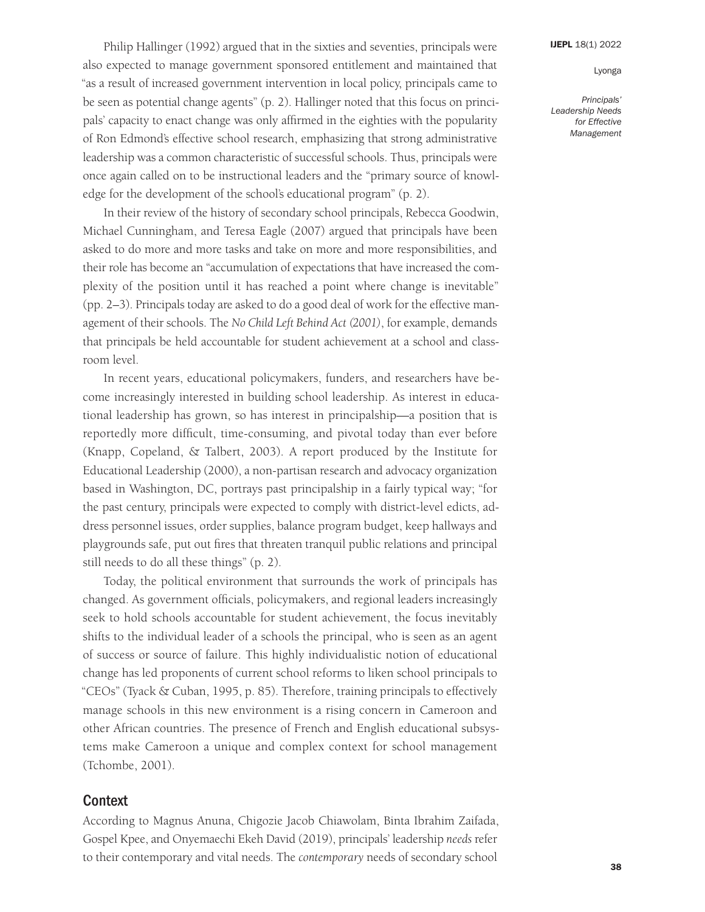Philip Hallinger (1992) argued that in the sixties and seventies, principals were also expected to manage government sponsored entitlement and maintained that "as a result of increased government intervention in local policy, principals came to be seen as potential change agents" (p. 2). Hallinger noted that this focus on principals' capacity to enact change was only affirmed in the eighties with the popularity of Ron Edmond's effective school research, emphasizing that strong administrative leadership was a common characteristic of successful schools. Thus, principals were once again called on to be instructional leaders and the "primary source of knowledge for the development of the school's educational program" (p. 2).

In their review of the history of secondary school principals, Rebecca Goodwin, Michael Cunningham, and Teresa Eagle (2007) argued that principals have been asked to do more and more tasks and take on more and more responsibilities, and their role has become an "accumulation of expectations that have increased the complexity of the position until it has reached a point where change is inevitable" (pp. 2–3). Principals today are asked to do a good deal of work for the effective management of their schools. The *No Child Left Behind Act (2001)*, for example, demands that principals be held accountable for student achievement at a school and classroom level.

In recent years, educational policymakers, funders, and researchers have become increasingly interested in building school leadership. As interest in educational leadership has grown, so has interest in principalship—a position that is reportedly more difficult, time-consuming, and pivotal today than ever before (Knapp, Copeland, & Talbert, 2003). A report produced by the Institute for Educational Leadership (2000), a non-partisan research and advocacy organization based in Washington, DC, portrays past principalship in a fairly typical way; "for the past century, principals were expected to comply with district-level edicts, address personnel issues, order supplies, balance program budget, keep hallways and playgrounds safe, put out fires that threaten tranquil public relations and principal still needs to do all these things" (p. 2).

Today, the political environment that surrounds the work of principals has changed. As government officials, policymakers, and regional leaders increasingly seek to hold schools accountable for student achievement, the focus inevitably shifts to the individual leader of a schools the principal, who is seen as an agent of success or source of failure. This highly individualistic notion of educational change has led proponents of current school reforms to liken school principals to "CEOs" (Tyack & Cuban, 1995, p. 85). Therefore, training principals to effectively manage schools in this new environment is a rising concern in Cameroon and other African countries. The presence of French and English educational subsystems make Cameroon a unique and complex context for school management (Tchombe, 2001).

## Context

According to Magnus Anuna, Chigozie Jacob Chiawolam, Binta Ibrahim Zaifada, Gospel Kpee, and Onyemaechi Ekeh David (2019), principals' leadership *needs* refer to their contemporary and vital needs. The *contemporary* needs of secondary school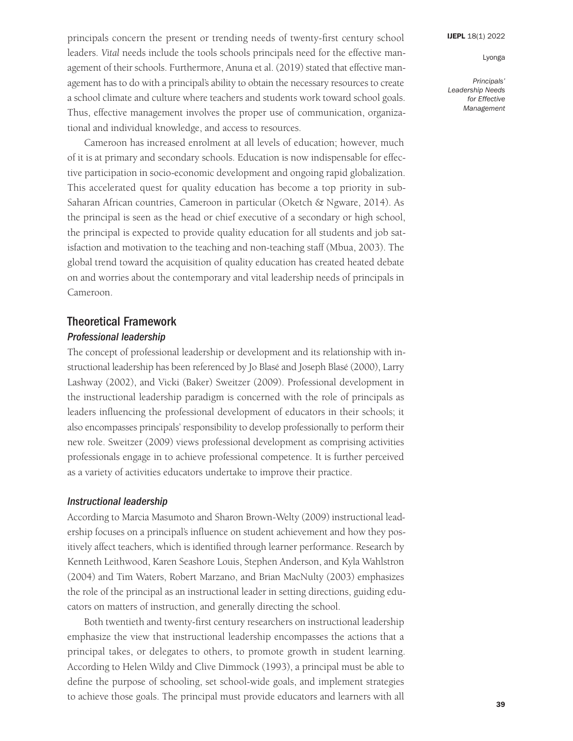principals concern the present or trending needs of twenty-first century school leaders. *Vital* needs include the tools schools principals need for the effective management of their schools. Furthermore, Anuna et al. (2019) stated that effective management has to do with a principal's ability to obtain the necessary resources to create a school climate and culture where teachers and students work toward school goals. Thus, effective management involves the proper use of communication, organizational and individual knowledge, and access to resources.

Cameroon has increased enrolment at all levels of education; however, much of it is at primary and secondary schools. Education is now indispensable for effective participation in socio-economic development and ongoing rapid globalization. This accelerated quest for quality education has become a top priority in sub-Saharan African countries, Cameroon in particular (Oketch & Ngware, 2014). As the principal is seen as the head or chief executive of a secondary or high school, the principal is expected to provide quality education for all students and job satisfaction and motivation to the teaching and non-teaching staff (Mbua, 2003). The global trend toward the acquisition of quality education has created heated debate on and worries about the contemporary and vital leadership needs of principals in Cameroon.

## Theoretical Framework

### *Professional leadership*

The concept of professional leadership or development and its relationship with instructional leadership has been referenced by Jo Blasé and Joseph Blasé (2000), Larry Lashway (2002), and Vicki (Baker) Sweitzer (2009). Professional development in the instructional leadership paradigm is concerned with the role of principals as leaders influencing the professional development of educators in their schools; it also encompasses principals' responsibility to develop professionally to perform their new role. Sweitzer (2009) views professional development as comprising activities professionals engage in to achieve professional competence. It is further perceived as a variety of activities educators undertake to improve their practice.

### *Instructional leadership*

According to Marcia Masumoto and Sharon Brown-Welty (2009) instructional leadership focuses on a principal's influence on student achievement and how they positively affect teachers, which is identified through learner performance. Research by Kenneth Leithwood, Karen Seashore Louis, Stephen Anderson, and Kyla Wahlstron (2004) and Tim Waters, Robert Marzano, and Brian MacNulty (2003) emphasizes the role of the principal as an instructional leader in setting directions, guiding educators on matters of instruction, and generally directing the school.

Both twentieth and twenty-first century researchers on instructional leadership emphasize the view that instructional leadership encompasses the actions that a principal takes, or delegates to others, to promote growth in student learning. According to Helen Wildy and Clive Dimmock (1993), a principal must be able to define the purpose of schooling, set school-wide goals, and implement strategies to achieve those goals. The principal must provide educators and learners with all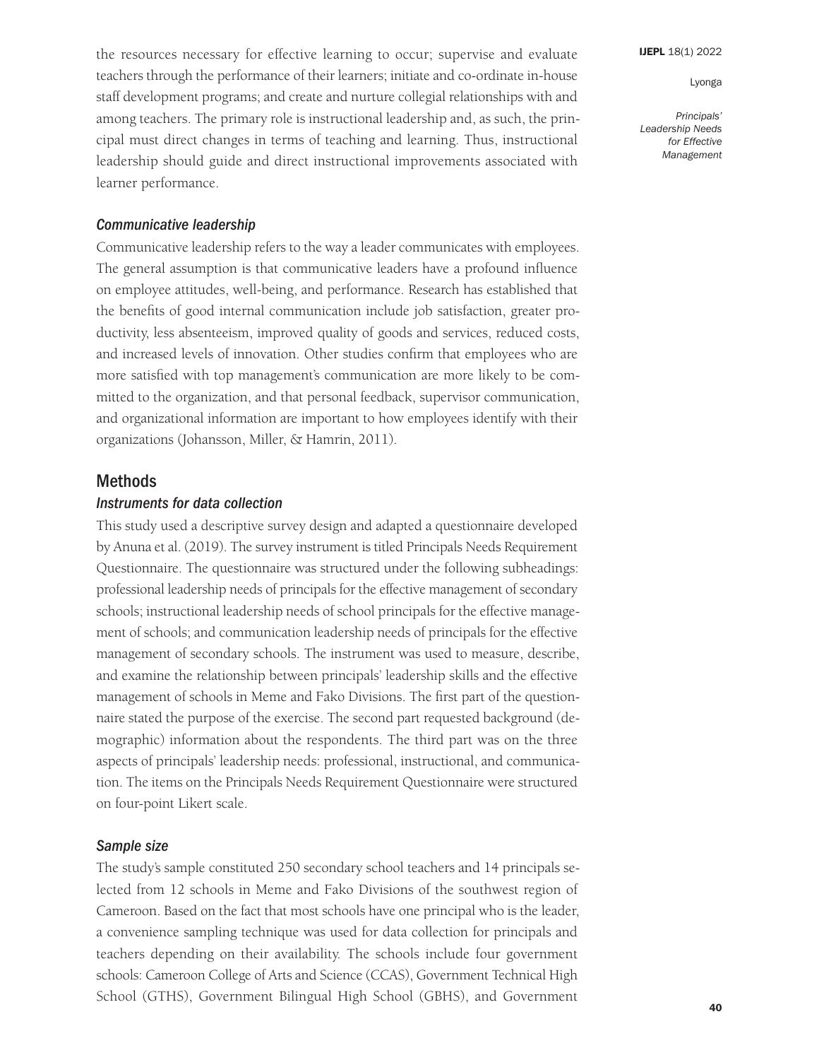the resources necessary for effective learning to occur; supervise and evaluate teachers through the performance of their learners; initiate and co-ordinate in-house staff development programs; and create and nurture collegial relationships with and among teachers. The primary role is instructional leadership and, as such, the principal must direct changes in terms of teaching and learning. Thus, instructional leadership should guide and direct instructional improvements associated with learner performance.

### *Communicative leadership*

Communicative leadership refers to the way a leader communicates with employees. The general assumption is that communicative leaders have a profound influence on employee attitudes, well-being, and performance. Research has established that the benefits of good internal communication include job satisfaction, greater productivity, less absenteeism, improved quality of goods and services, reduced costs, and increased levels of innovation. Other studies confirm that employees who are more satisfied with top management's communication are more likely to be committed to the organization, and that personal feedback, supervisor communication, and organizational information are important to how employees identify with their organizations (Johansson, Miller, & Hamrin, 2011).

## Methods

### *Instruments for data collection*

This study used a descriptive survey design and adapted a questionnaire developed by Anuna et al. (2019). The survey instrument is titled Principals Needs Requirement Questionnaire. The questionnaire was structured under the following subheadings: professional leadership needs of principals for the effective management of secondary schools; instructional leadership needs of school principals for the effective management of schools; and communication leadership needs of principals for the effective management of secondary schools. The instrument was used to measure, describe, and examine the relationship between principals' leadership skills and the effective management of schools in Meme and Fako Divisions. The first part of the questionnaire stated the purpose of the exercise. The second part requested background (demographic) information about the respondents. The third part was on the three aspects of principals' leadership needs: professional, instructional, and communication. The items on the Principals Needs Requirement Questionnaire were structured on four-point Likert scale.

### *Sample size*

The study's sample constituted 250 secondary school teachers and 14 principals selected from 12 schools in Meme and Fako Divisions of the southwest region of Cameroon. Based on the fact that most schools have one principal who is the leader, a convenience sampling technique was used for data collection for principals and teachers depending on their availability. The schools include four government schools: Cameroon College of Arts and Science (CCAS), Government Technical High School (GTHS), Government Bilingual High School (GBHS), and Government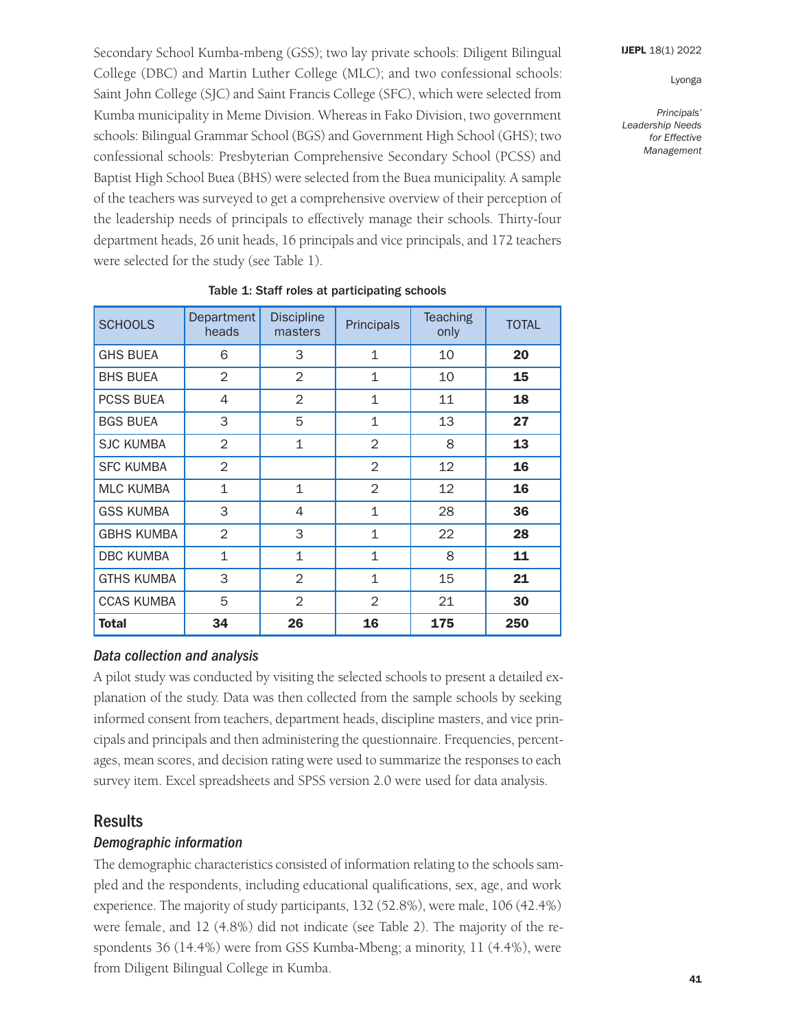Secondary School Kumba-mbeng (GSS); two lay private schools: Diligent Bilingual College (DBC) and Martin Luther College (MLC); and two confessional schools: Saint John College (SJC) and Saint Francis College (SFC), which were selected from Kumba municipality in Meme Division. Whereas in Fako Division, two government schools: Bilingual Grammar School (BGS) and Government High School (GHS); two confessional schools: Presbyterian Comprehensive Secondary School (PCSS) and Baptist High School Buea (BHS) were selected from the Buea municipality. A sample of the teachers was surveyed to get a comprehensive overview of their perception of the leadership needs of principals to effectively manage their schools. Thirty-four department heads, 26 unit heads, 16 principals and vice principals, and 172 teachers were selected for the study (see Table 1).

Table 1: Staff roles at participating schools

| SCHOOLS | Department heads | Discipline masters | Principals | Teaching only | TOTAL |
|---|---|---|---|---|---|
| GHS BUEA | 6 | 3 | 1 | 10 | **20** |
| BHS BUEA | 2 | 2 | 1 | 10 | **15** |
| PCSS BUEA | 4 | 2 | 1 | 11 | **18** |
| BGS BUEA | 3 | 5 | 1 | 13 | **27** |
| SJC KUMBA | 2 | 1 | 2 | 8 | **13** |
| SFC KUMBA | 2 | | 2 | 12 | **16** |
| MLC KUMBA | 1 | 1 | 2 | 12 | **16** |
| GSS KUMBA | 3 | 4 | 1 | 28 | **36** |
| GBHS KUMBA | 2 | 3 | 1 | 22 | **28** |
| DBC KUMBA | 1 | 1 | 1 | 8 | **11** |
| GTHS KUMBA | 3 | 2 | 1 | 15 | **21** |
| CCAS KUMBA | 5 | 2 | 2 | 21 | **30** |
| **Total** | **34** | **26** | **16** | **175** | **250** |

### *Data collection and analysis*

A pilot study was conducted by visiting the selected schools to present a detailed explanation of the study. Data was then collected from the sample schools by seeking informed consent from teachers, department heads, discipline masters, and vice principals and principals and then administering the questionnaire. Frequencies, percentages, mean scores, and decision rating were used to summarize the responses to each survey item. Excel spreadsheets and SPSS version 2.0 were used for data analysis.

## Results

### *Demographic information*

The demographic characteristics consisted of information relating to the schools sampled and the respondents, including educational qualifications, sex, age, and work experience. The majority of study participants, 132 (52.8%), were male, 106 (42.4%) were female, and 12 (4.8%) did not indicate (see Table 2). The majority of the respondents 36 (14.4%) were from GSS Kumba-Mbeng; a minority, 11 (4.4%), were from Diligent Bilingual College in Kumba.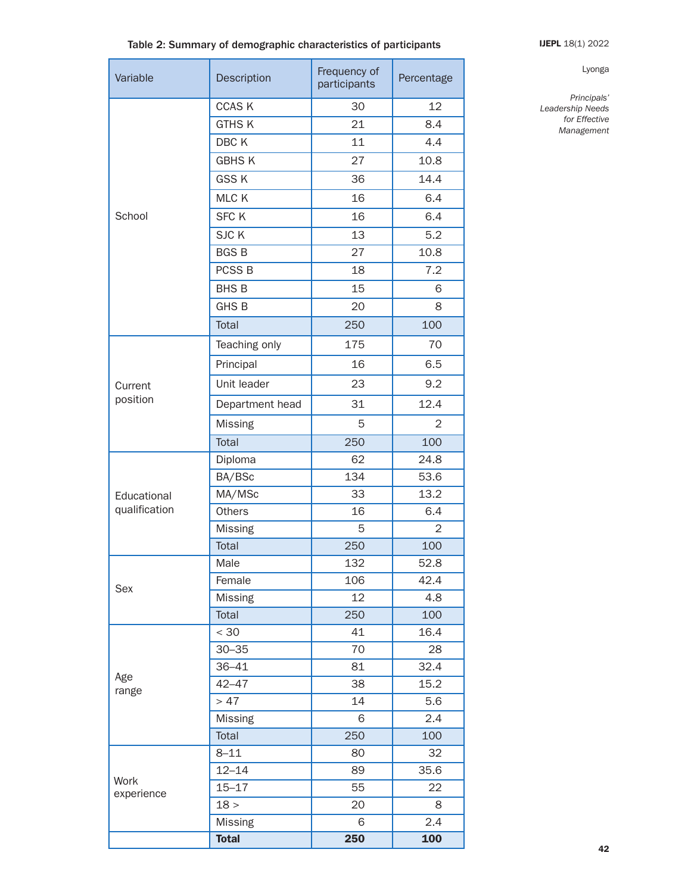Table 2: Summary of demographic characteristics of participants

| Variable | Description | Frequency of participants | Percentage |
|---|---|---|---|
| School | CCAS K | 30 | 12 |
| | GTHS K | 21 | 8.4 |
| | DBC K | 11 | 4.4 |
| | GBHS K | 27 | 10.8 |
| | GSS K | 36 | 14.4 |
| | MLC K | 16 | 6.4 |
| | SFC K | 16 | 6.4 |
| | SJC K | 13 | 5.2 |
| | BGS B | 27 | 10.8 |
| | PCSS B | 18 | 7.2 |
| | BHS B | 15 | 6 |
| | GHS B | 20 | 8 |
| | Total | 250 | 100 |
| Current position | Teaching only | 175 | 70 |
| | Principal | 16 | 6.5 |
| | Unit leader | 23 | 9.2 |
| | Department head | 31 | 12.4 |
| | Missing | 5 | 2 |
| | Total | 250 | 100 |
| Educational qualification | Diploma | 62 | 24.8 |
| | BA/BSc | 134 | 53.6 |
| | MA/MSc | 33 | 13.2 |
| | Others | 16 | 6.4 |
| | Missing | 5 | 2 |
| | Total | 250 | 100 |
| Sex | Male | 132 | 52.8 |
| | Female | 106 | 42.4 |
| | Missing | 12 | 4.8 |
| | Total | 250 | 100 |
| Age range | < 30 | 41 | 16.4 |
| | 30–35 | 70 | 28 |
| | 36–41 | 81 | 32.4 |
| | 42–47 | 38 | 15.2 |
| | > 47 | 14 | 5.6 |
| | Missing | 6 | 2.4 |
| | Total | 250 | 100 |
| Work experience | 8–11 | 80 | 32 |
| | 12–14 | 89 | 35.6 |
| | 15–17 | 55 | 22 |
| | 18 > | 20 | 8 |
| | Missing | 6 | 2.4 |
| | **Total** | **250** | **100** |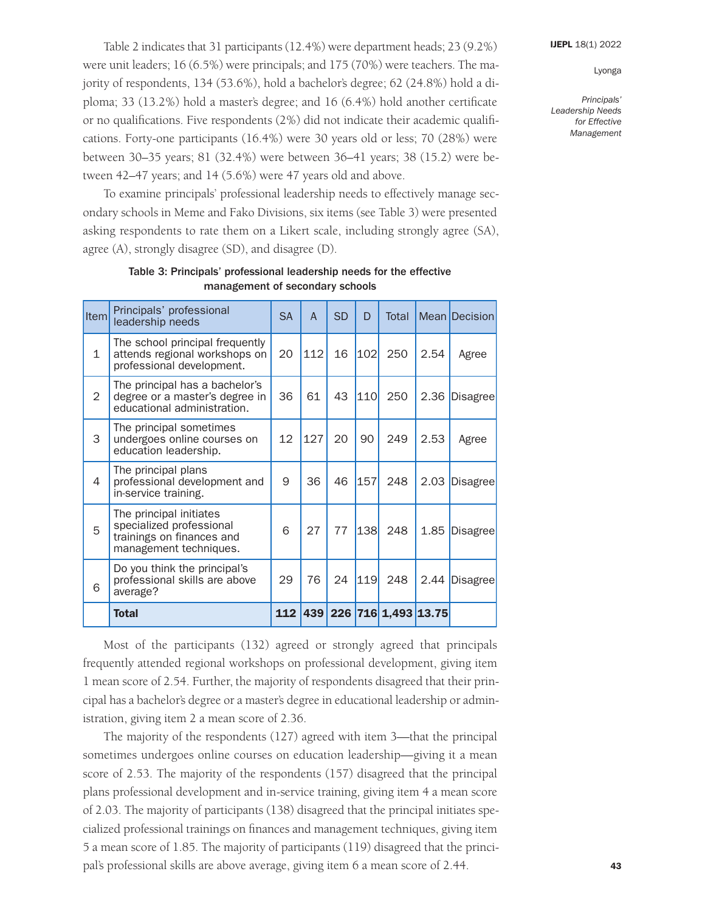Table 2 indicates that 31 participants (12.4%) were department heads; 23 (9.2%) were unit leaders; 16 (6.5%) were principals; and 175 (70%) were teachers. The majority of respondents, 134 (53.6%), hold a bachelor's degree; 62 (24.8%) hold a diploma; 33 (13.2%) hold a master's degree; and 16 (6.4%) hold another certificate or no qualifications. Five respondents (2%) did not indicate their academic qualifications. Forty-one participants (16.4%) were 30 years old or less; 70 (28%) were between 30–35 years; 81 (32.4%) were between 36–41 years; 38 (15.2) were between 42–47 years; and 14 (5.6%) were 47 years old and above.

To examine principals' professional leadership needs to effectively manage secondary schools in Meme and Fako Divisions, six items (see Table 3) were presented asking respondents to rate them on a Likert scale, including strongly agree (SA), agree (A), strongly disagree (SD), and disagree (D).

**Table 3: Principals' professional leadership needs for the effective management of secondary schools**

| Item | Principals' professional leadership needs | SA | A | SD | D | Total | Mean | Decision |
|---|---|---|---|---|---|---|---|---|
| 1 | The school principal frequently attends regional workshops on professional development. | 20 | 112 | 16 | 102 | 250 | 2.54 | Agree |
| 2 | The principal has a bachelor's degree or a master's degree in educational administration. | 36 | 61 | 43 | 110 | 250 | 2.36 | Disagree |
| 3 | The principal sometimes undergoes online courses on education leadership. | 12 | 127 | 20 | 90 | 249 | 2.53 | Agree |
| 4 | The principal plans professional development and in-service training. | 9 | 36 | 46 | 157 | 248 | 2.03 | Disagree |
| 5 | The principal initiates specialized professional trainings on finances and management techniques. | 6 | 27 | 77 | 138 | 248 | 1.85 | Disagree |
| 6 | Do you think the principal's professional skills are above average? | 29 | 76 | 24 | 119 | 248 | 2.44 | Disagree |
| | **Total** | **112** | **439** | **226** | **716** | **1,493** | **13.75** | |

Most of the participants (132) agreed or strongly agreed that principals frequently attended regional workshops on professional development, giving item 1 mean score of 2.54. Further, the majority of respondents disagreed that their principal has a bachelor's degree or a master's degree in educational leadership or administration, giving item 2 a mean score of 2.36.

The majority of the respondents (127) agreed with item 3—that the principal sometimes undergoes online courses on education leadership—giving it a mean score of 2.53. The majority of the respondents (157) disagreed that the principal plans professional development and in-service training, giving item 4 a mean score of 2.03. The majority of participants (138) disagreed that the principal initiates specialized professional trainings on finances and management techniques, giving item 5 a mean score of 1.85. The majority of participants (119) disagreed that the principal's professional skills are above average, giving item 6 a mean score of 2.44.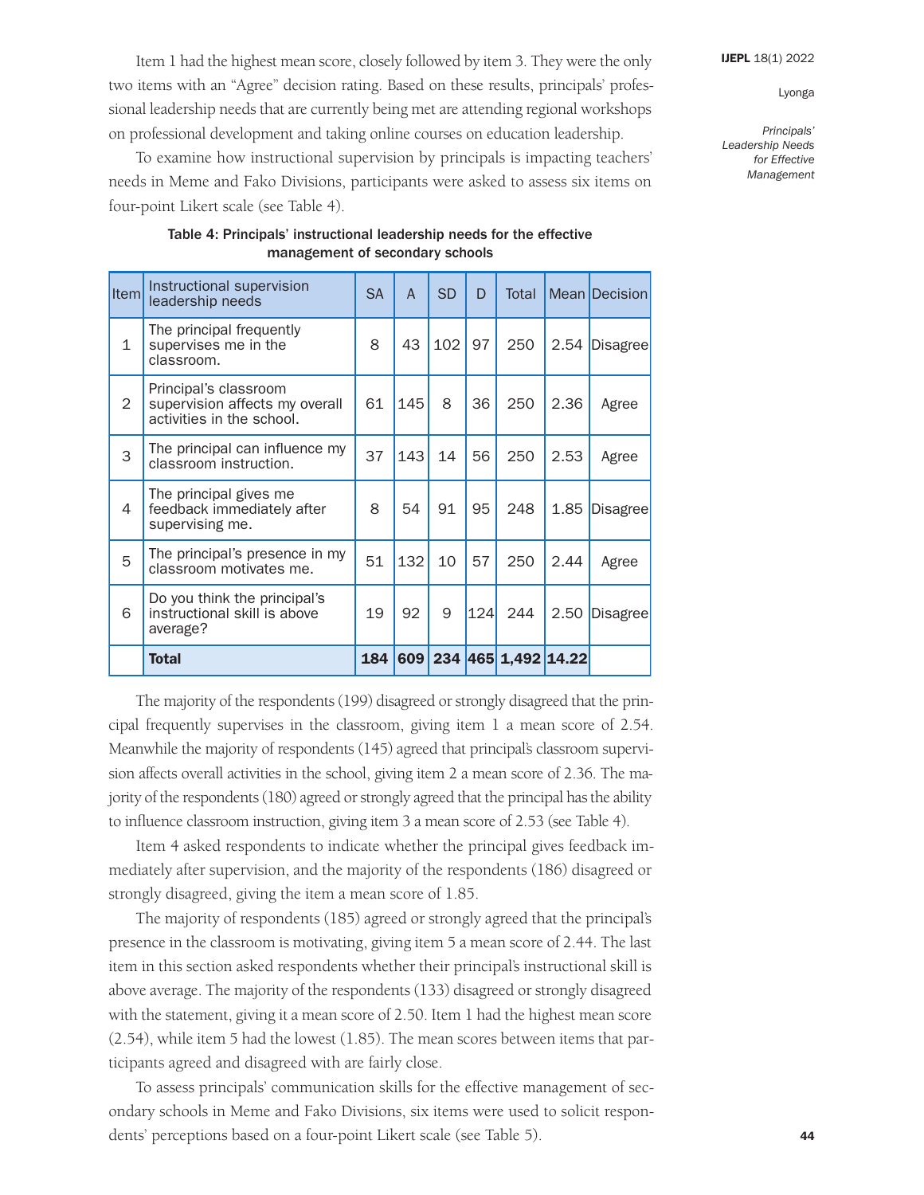Item 1 had the highest mean score, closely followed by item 3. They were the only two items with an "Agree" decision rating. Based on these results, principals' professional leadership needs that are currently being met are attending regional workshops on professional development and taking online courses on education leadership.

To examine how instructional supervision by principals is impacting teachers' needs in Meme and Fako Divisions, participants were asked to assess six items on four-point Likert scale (see Table 4).

Table 4: Principals' instructional leadership needs for the effective management of secondary schools

| Item | Instructional supervision leadership needs | SA | A | SD | D | Total | Mean | Decision |
|---|---|---|---|---|---|---|---|---|
| 1 | The principal frequently supervises me in the classroom. | 8 | 43 | 102 | 97 | 250 | 2.54 | Disagree |
| 2 | Principal's classroom supervision affects my overall activities in the school. | 61 | 145 | 8 | 36 | 250 | 2.36 | Agree |
| 3 | The principal can influence my classroom instruction. | 37 | 143 | 14 | 56 | 250 | 2.53 | Agree |
| 4 | The principal gives me feedback immediately after supervising me. | 8 | 54 | 91 | 95 | 248 | 1.85 | Disagree |
| 5 | The principal's presence in my classroom motivates me. | 51 | 132 | 10 | 57 | 250 | 2.44 | Agree |
| 6 | Do you think the principal's instructional skill is above average? | 19 | 92 | 9 | 124 | 244 | 2.50 | Disagree |
| | **Total** | **184** | **609** | **234** | **465** | **1,492** | **14.22** | |

The majority of the respondents (199) disagreed or strongly disagreed that the principal frequently supervises in the classroom, giving item 1 a mean score of 2.54. Meanwhile the majority of respondents (145) agreed that principal's classroom supervision affects overall activities in the school, giving item 2 a mean score of 2.36. The majority of the respondents (180) agreed or strongly agreed that the principal has the ability to influence classroom instruction, giving item 3 a mean score of 2.53 (see Table 4).

Item 4 asked respondents to indicate whether the principal gives feedback immediately after supervision, and the majority of the respondents (186) disagreed or strongly disagreed, giving the item a mean score of 1.85.

The majority of respondents (185) agreed or strongly agreed that the principal's presence in the classroom is motivating, giving item 5 a mean score of 2.44. The last item in this section asked respondents whether their principal's instructional skill is above average. The majority of the respondents (133) disagreed or strongly disagreed with the statement, giving it a mean score of 2.50. Item 1 had the highest mean score (2.54), while item 5 had the lowest (1.85). The mean scores between items that participants agreed and disagreed with are fairly close.

To assess principals' communication skills for the effective management of secondary schools in Meme and Fako Divisions, six items were used to solicit respondents' perceptions based on a four-point Likert scale (see Table 5).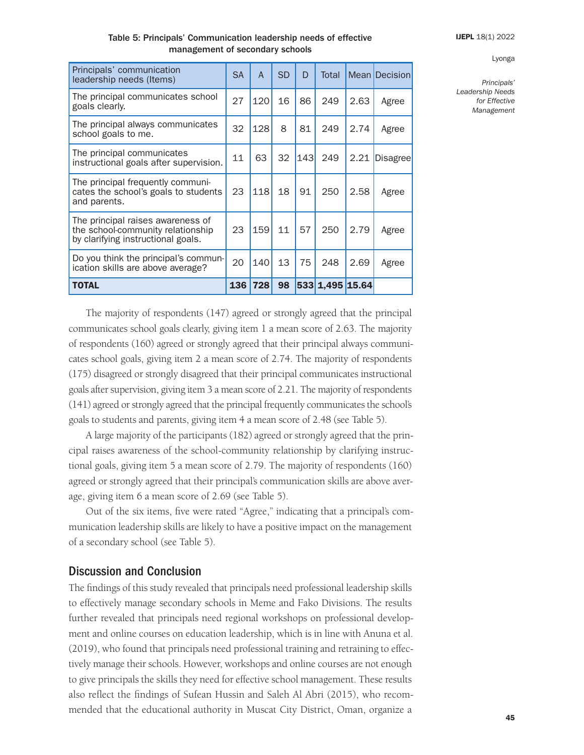Table 5: Principals' Communication leadership needs of effective management of secondary schools

| Principals' communication leadership needs (Items) | SA | A | SD | D | Total | Mean | Decision |
|---|---|---|---|---|---|---|---|
| The principal communicates school goals clearly. | 27 | 120 | 16 | 86 | 249 | 2.63 | Agree |
| The principal always communicates school goals to me. | 32 | 128 | 8 | 81 | 249 | 2.74 | Agree |
| The principal communicates instructional goals after supervision. | 11 | 63 | 32 | 143 | 249 | 2.21 | Disagree |
| The principal frequently communicates the school's goals to students and parents. | 23 | 118 | 18 | 91 | 250 | 2.58 | Agree |
| The principal raises awareness of the school-community relationship by clarifying instructional goals. | 23 | 159 | 11 | 57 | 250 | 2.79 | Agree |
| Do you think the principal's communication skills are above average? | 20 | 140 | 13 | 75 | 248 | 2.69 | Agree |
| **TOTAL** | **136** | **728** | **98** | **533** | **1,495** | **15.64** | |

The majority of respondents (147) agreed or strongly agreed that the principal communicates school goals clearly, giving item 1 a mean score of 2.63. The majority of respondents (160) agreed or strongly agreed that their principal always communicates school goals, giving item 2 a mean score of 2.74. The majority of respondents (175) disagreed or strongly disagreed that their principal communicates instructional goals after supervision, giving item 3 a mean score of 2.21. The majority of respondents (141) agreed or strongly agreed that the principal frequently communicates the school's goals to students and parents, giving item 4 a mean score of 2.48 (see Table 5).

A large majority of the participants (182) agreed or strongly agreed that the principal raises awareness of the school-community relationship by clarifying instructional goals, giving item 5 a mean score of 2.79. The majority of respondents (160) agreed or strongly agreed that their principal's communication skills are above average, giving item 6 a mean score of 2.69 (see Table 5).

Out of the six items, five were rated "Agree," indicating that a principal's communication leadership skills are likely to have a positive impact on the management of a secondary school (see Table 5).

## Discussion and Conclusion

The findings of this study revealed that principals need professional leadership skills to effectively manage secondary schools in Meme and Fako Divisions. The results further revealed that principals need regional workshops on professional development and online courses on education leadership, which is in line with Anuna et al. (2019), who found that principals need professional training and retraining to effectively manage their schools. However, workshops and online courses are not enough to give principals the skills they need for effective school management. These results also reflect the findings of Sufean Hussin and Saleh Al Abri (2015), who recommended that the educational authority in Muscat City District, Oman, organize a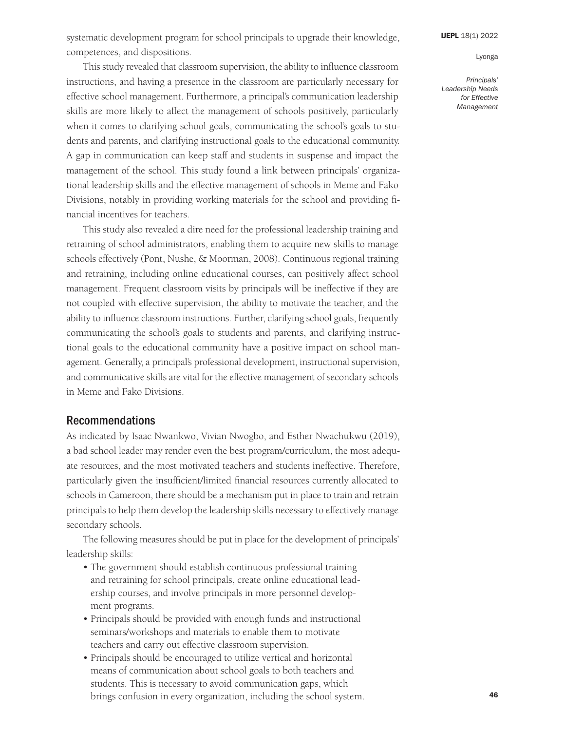systematic development program for school principals to upgrade their knowledge, competences, and dispositions.

This study revealed that classroom supervision, the ability to influence classroom instructions, and having a presence in the classroom are particularly necessary for effective school management. Furthermore, a principal's communication leadership skills are more likely to affect the management of schools positively, particularly when it comes to clarifying school goals, communicating the school's goals to students and parents, and clarifying instructional goals to the educational community. A gap in communication can keep staff and students in suspense and impact the management of the school. This study found a link between principals' organizational leadership skills and the effective management of schools in Meme and Fako Divisions, notably in providing working materials for the school and providing financial incentives for teachers.

This study also revealed a dire need for the professional leadership training and retraining of school administrators, enabling them to acquire new skills to manage schools effectively (Pont, Nushe, & Moorman, 2008). Continuous regional training and retraining, including online educational courses, can positively affect school management. Frequent classroom visits by principals will be ineffective if they are not coupled with effective supervision, the ability to motivate the teacher, and the ability to influence classroom instructions. Further, clarifying school goals, frequently communicating the school's goals to students and parents, and clarifying instructional goals to the educational community have a positive impact on school management. Generally, a principal's professional development, instructional supervision, and communicative skills are vital for the effective management of secondary schools in Meme and Fako Divisions.

## Recommendations

As indicated by Isaac Nwankwo, Vivian Nwogbo, and Esther Nwachukwu (2019), a bad school leader may render even the best program/curriculum, the most adequate resources, and the most motivated teachers and students ineffective. Therefore, particularly given the insufficient/limited financial resources currently allocated to schools in Cameroon, there should be a mechanism put in place to train and retrain principals to help them develop the leadership skills necessary to effectively manage secondary schools.

The following measures should be put in place for the development of principals' leadership skills:

- The government should establish continuous professional training and retraining for school principals, create online educational leadership courses, and involve principals in more personnel development programs.
- Principals should be provided with enough funds and instructional seminars/workshops and materials to enable them to motivate teachers and carry out effective classroom supervision.
- Principals should be encouraged to utilize vertical and horizontal means of communication about school goals to both teachers and students. This is necessary to avoid communication gaps, which brings confusion in every organization, including the school system.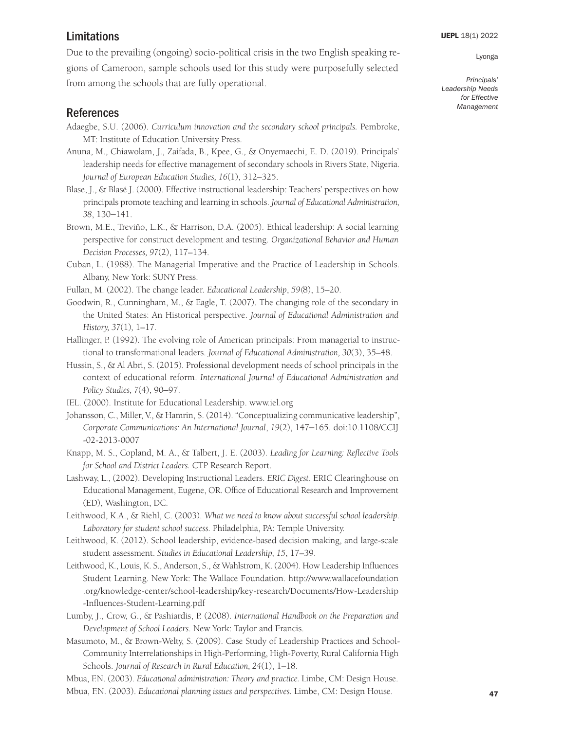## Limitations

Due to the prevailing (ongoing) socio-political crisis in the two English speaking regions of Cameroon, sample schools used for this study were purposefully selected from among the schools that are fully operational.

## References

Adaegbe, S.U. (2006). *Curriculum innovation and the secondary school principals.* Pembroke, MT: Institute of Education University Press.

Anuna, M., Chiawolam, J., Zaifada, B., Kpee, G., & Onyemaechi, E. D. (2019). Principals' leadership needs for effective management of secondary schools in Rivers State, Nigeria. *Journal of European Education Studies, 16*(1), 312–325.

Blase, J., & Blasé J. (2000). Effective instructional leadership: Teachers' perspectives on how principals promote teaching and learning in schools. *Journal of Educational Administration, 38*, 130–141.

Brown, M.E., Treviño, L.K., & Harrison, D.A. (2005). Ethical leadership: A social learning perspective for construct development and testing. *Organizational Behavior and Human Decision Processes, 97*(2), 117–134.

Cuban, L. (1988). The Managerial Imperative and the Practice of Leadership in Schools. Albany, New York: SUNY Press.

Fullan, M. (2002). The change leader. *Educational Leadership*, *59*(8), 15–20.

Goodwin, R., Cunningham, M., & Eagle, T. (2007). The changing role of the secondary in the United States: An Historical perspective. *Journal of Educational Administration and History, 37*(1), 1–17.

Hallinger, P. (1992). The evolving role of American principals: From managerial to instructional to transformational leaders. *Journal of Educational Administration, 30*(3), 35–48.

Hussin, S., & Al Abri, S. (2015). Professional development needs of school principals in the context of educational reform. *International Journal of Educational Administration and Policy Studies, 7*(4), 90–97.

IEL. (2000). Institute for Educational Leadership. www.iel.org

Johansson, C., Miller, V., & Hamrin, S. (2014). "Conceptualizing communicative leadership", *Corporate Communications: An International Journal*, *19*(2), 147–165. doi:10.1108/CCIJ-02-2013-0007

Knapp, M. S., Copland, M. A., & Talbert, J. E. (2003). *Leading for Learning: Reflective Tools for School and District Leaders.* CTP Research Report.

Lashway, L., (2002). Developing Instructional Leaders. *ERIC Digest*. ERIC Clearinghouse on Educational Management, Eugene, OR. Office of Educational Research and Improvement (ED), Washington, DC.

Leithwood, K.A., & Riehl, C. (2003). *What we need to know about successful school leadership. Laboratory for student school success.* Philadelphia, PA: Temple University.

Leithwood, K. (2012). School leadership, evidence-based decision making, and large-scale student assessment. *Studies in Educational Leadership, 15*, 17–39.

Leithwood, K., Louis, K. S., Anderson, S., & Wahlstrom, K. (2004). How Leadership Influences Student Learning. New York: The Wallace Foundation. http://www.wallacefoundation.org/knowledge-center/school-leadership/key-research/Documents/How-Leadership-Influences-Student-Learning.pdf

Lumby, J., Crow, G., & Pashiardis, P. (2008). *International Handbook on the Preparation and Development of School Leaders*. New York: Taylor and Francis.

Masumoto, M., & Brown-Welty, S. (2009). Case Study of Leadership Practices and School-Community Interrelationships in High-Performing, High-Poverty, Rural California High Schools. *Journal of Research in Rural Education, 24*(1), 1–18.

Mbua, F.N. (2003). *Educational administration: Theory and practice.* Limbe, CM: Design House.

Mbua, F.N. (2003). *Educational planning issues and perspectives.* Limbe, CM: Design House.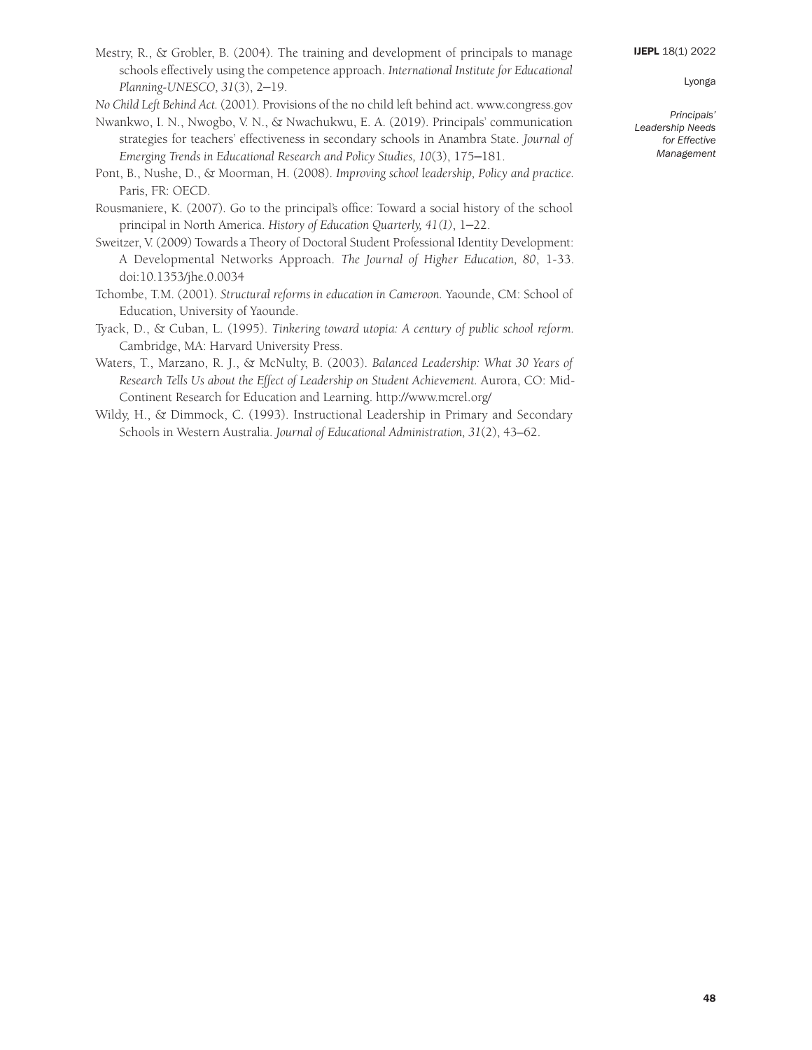Mestry, R., & Grobler, B. (2004). The training and development of principals to manage schools effectively using the competence approach. *International Institute for Educational Planning-UNESCO, 31*(3), 2–19.

*No Child Left Behind Act.* (2001). Provisions of the no child left behind act. www.congress.gov

Nwankwo, I. N., Nwogbo, V. N., & Nwachukwu, E. A. (2019). Principals' communication strategies for teachers' effectiveness in secondary schools in Anambra State. *Journal of Emerging Trends in Educational Research and Policy Studies, 10*(3), 175–181.

Pont, B., Nushe, D., & Moorman, H. (2008). *Improving school leadership, Policy and practice.* Paris, FR: OECD.

Rousmaniere, K. (2007). Go to the principal's office: Toward a social history of the school principal in North America. *History of Education Quarterly, 41(1)*, 1–22.

Sweitzer, V. (2009) Towards a Theory of Doctoral Student Professional Identity Development: A Developmental Networks Approach. *The Journal of Higher Education, 80*, 1-33. doi:10.1353/jhe.0.0034

Tchombe, T.M. (2001). *Structural reforms in education in Cameroon.* Yaounde, CM: School of Education, University of Yaounde.

Tyack, D., & Cuban, L. (1995). *Tinkering toward utopia: A century of public school reform.* Cambridge, MA: Harvard University Press.

Waters, T., Marzano, R. J., & McNulty, B. (2003). *Balanced Leadership: What 30 Years of Research Tells Us about the Effect of Leadership on Student Achievement.* Aurora, CO: Mid-Continent Research for Education and Learning. http://www.mcrel.org/

Wildy, H., & Dimmock, C. (1993). Instructional Leadership in Primary and Secondary Schools in Western Australia. *Journal of Educational Administration, 31*(2), 43–62.